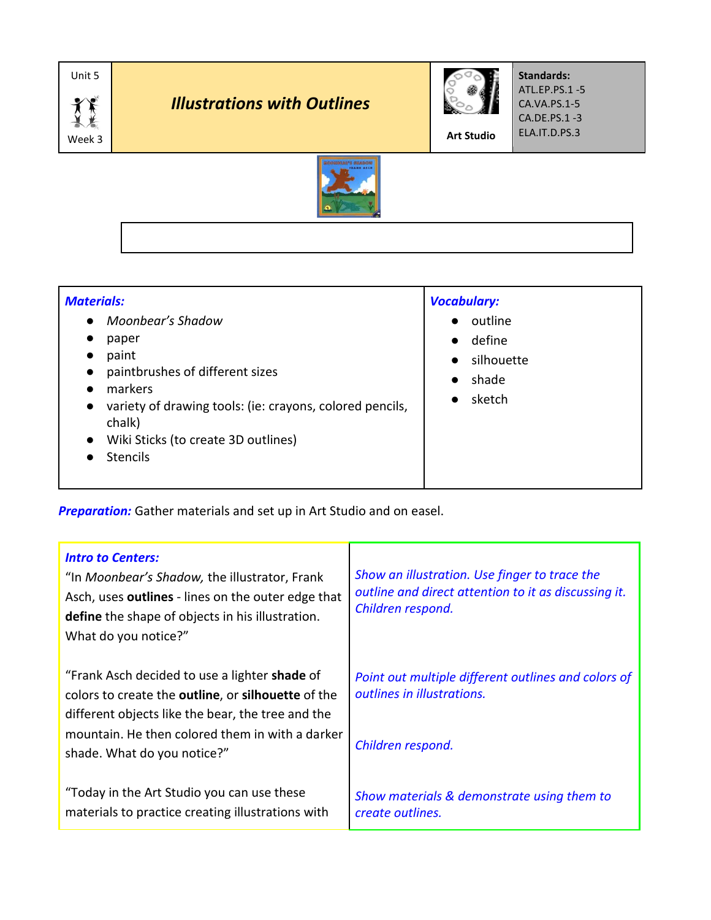| Unit 5<br>Week 3 | ***Illustrations with Outlines*** | Art Studio | **Standards:**<br>ATL.EP.PS.1 -5<br>CA.VA.PS.1-5<br>CA.DE.PS.1 -3<br>ELA.IT.D.PS.3 |
|---|---|---|---|

| ***Materials:*** | ***Vocabulary:*** |
|---|---|
| • *Moonbear's Shadow*<br>• paper<br>• paint<br>• paintbrushes of different sizes<br>• markers<br>• variety of drawing tools: (ie: crayons, colored pencils, chalk)<br>• Wiki Sticks (to create 3D outlines)<br>• Stencils | • outline<br>• define<br>• silhouette<br>• shade<br>• sketch |

***Preparation:*** Gather materials and set up in Art Studio and on easel.

| ***Intro to Centers:*** | |
|---|---|
| "In *Moonbear's Shadow,* the illustrator, Frank Asch, uses **outlines** - lines on the outer edge that **define** the shape of objects in his illustration. What do you notice?" | *Show an illustration. Use finger to trace the outline and direct attention to it as discussing it. Children respond.* |
| "Frank Asch decided to use a lighter **shade** of colors to create the **outline**, or **silhouette** of the different objects like the bear, the tree and the mountain. He then colored them in with a darker shade. What do you notice?" | *Point out multiple different outlines and colors of outlines in illustrations.*<br><br>*Children respond.* |
| "Today in the Art Studio you can use these materials to practice creating illustrations with | *Show materials & demonstrate using them to create outlines.* |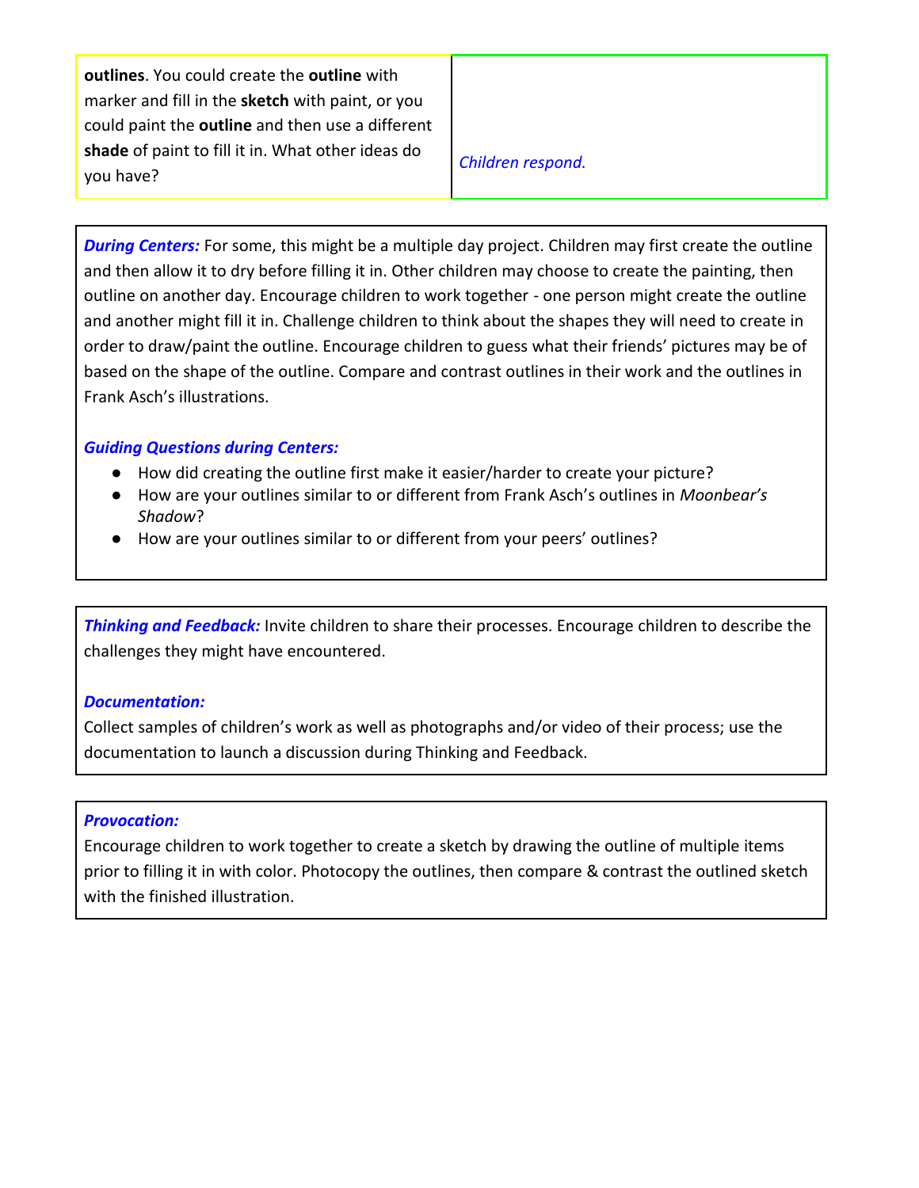| | |
|---|---|
| **outlines**. You could create the **outline** with marker and fill in the **sketch** with paint, or you could paint the **outline** and then use a different **shade** of paint to fill it in. What other ideas do you have? | *Children respond.* |

***During Centers:*** For some, this might be a multiple day project. Children may first create the outline and then allow it to dry before filling it in. Other children may choose to create the painting, then outline on another day. Encourage children to work together - one person might create the outline and another might fill it in. Challenge children to think about the shapes they will need to create in order to draw/paint the outline. Encourage children to guess what their friends' pictures may be of based on the shape of the outline. Compare and contrast outlines in their work and the outlines in Frank Asch's illustrations.

***Guiding Questions during Centers:***

- How did creating the outline first make it easier/harder to create your picture?
- How are your outlines similar to or different from Frank Asch's outlines in *Moonbear's Shadow*?
- How are your outlines similar to or different from your peers' outlines?

***Thinking and Feedback:*** Invite children to share their processes. Encourage children to describe the challenges they might have encountered.

***Documentation:***

Collect samples of children's work as well as photographs and/or video of their process; use the documentation to launch a discussion during Thinking and Feedback.

***Provocation:***

Encourage children to work together to create a sketch by drawing the outline of multiple items prior to filling it in with color. Photocopy the outlines, then compare & contrast the outlined sketch with the finished illustration.